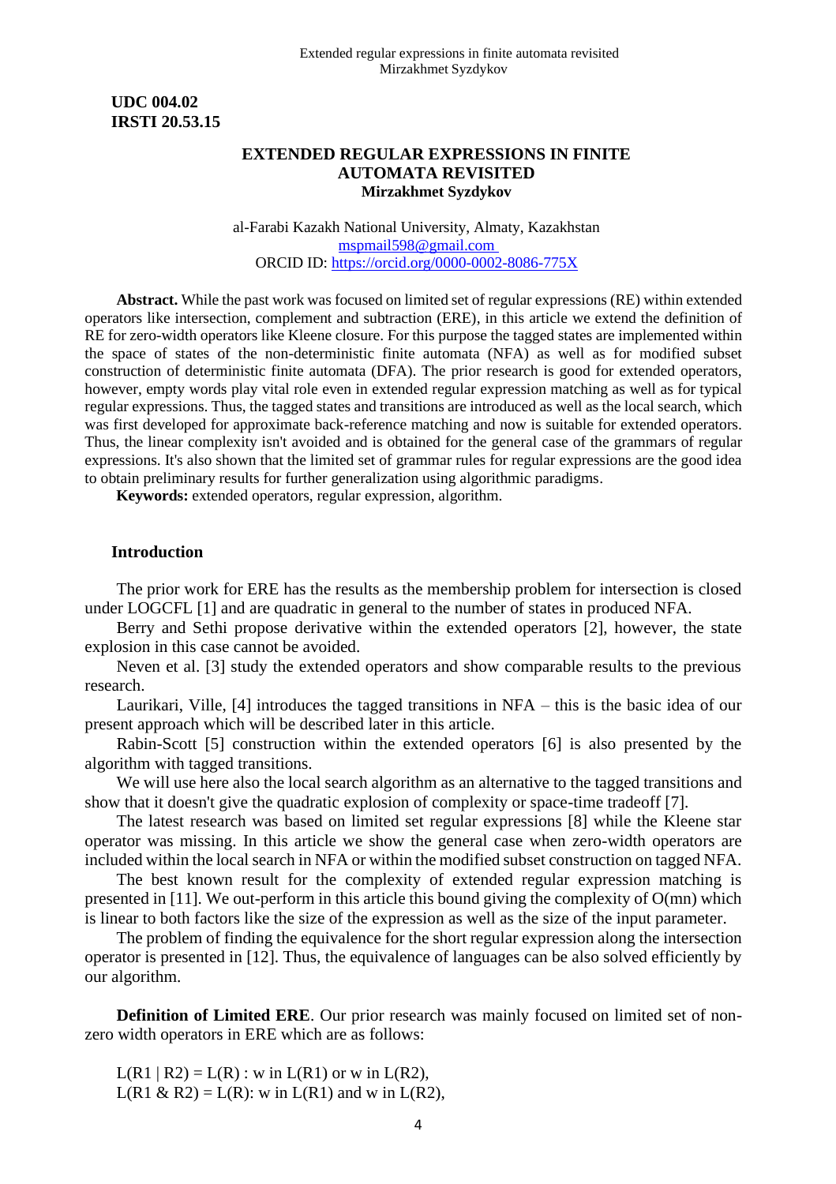**UDC 004.02**
**IRSTI 20.53.15**

# EXTENDED REGULAR EXPRESSIONS IN FINITE AUTOMATA REVISITED

**Mirzakhmet Syzdykov**

al-Farabi Kazakh National University, Almaty, Kazakhstan
mspmail598@gmail.com
ORCID ID: https://orcid.org/0000-0002-8086-775X

**Abstract.** While the past work was focused on limited set of regular expressions (RE) within extended operators like intersection, complement and subtraction (ERE), in this article we extend the definition of RE for zero-width operators like Kleene closure. For this purpose the tagged states are implemented within the space of states of the non-deterministic finite automata (NFA) as well as for modified subset construction of deterministic finite automata (DFA). The prior research is good for extended operators, however, empty words play vital role even in extended regular expression matching as well as for typical regular expressions. Thus, the tagged states and transitions are introduced as well as the local search, which was first developed for approximate back-reference matching and now is suitable for extended operators. Thus, the linear complexity isn't avoided and is obtained for the general case of the grammars of regular expressions. It's also shown that the limited set of grammar rules for regular expressions are the good idea to obtain preliminary results for further generalization using algorithmic paradigms.

**Keywords:** extended operators, regular expression, algorithm.

## Introduction

The prior work for ERE has the results as the membership problem for intersection is closed under LOGCFL [1] and are quadratic in general to the number of states in produced NFA.

Berry and Sethi propose derivative within the extended operators [2], however, the state explosion in this case cannot be avoided.

Neven et al. [3] study the extended operators and show comparable results to the previous research.

Laurikari, Ville, [4] introduces the tagged transitions in NFA – this is the basic idea of our present approach which will be described later in this article.

Rabin-Scott [5] construction within the extended operators [6] is also presented by the algorithm with tagged transitions.

We will use here also the local search algorithm as an alternative to the tagged transitions and show that it doesn't give the quadratic explosion of complexity or space-time tradeoff [7].

The latest research was based on limited set regular expressions [8] while the Kleene star operator was missing. In this article we show the general case when zero-width operators are included within the local search in NFA or within the modified subset construction on tagged NFA.

The best known result for the complexity of extended regular expression matching is presented in [11]. We out-perform in this article this bound giving the complexity of O(mn) which is linear to both factors like the size of the expression as well as the size of the input parameter.

The problem of finding the equivalence for the short regular expression along the intersection operator is presented in [12]. Thus, the equivalence of languages can be also solved efficiently by our algorithm.

**Definition of Limited ERE**. Our prior research was mainly focused on limited set of non-zero width operators in ERE which are as follows:

L(R1 | R2) = L(R) : w in L(R1) or w in L(R2),
L(R1 & R2) = L(R): w in L(R1) and w in L(R2),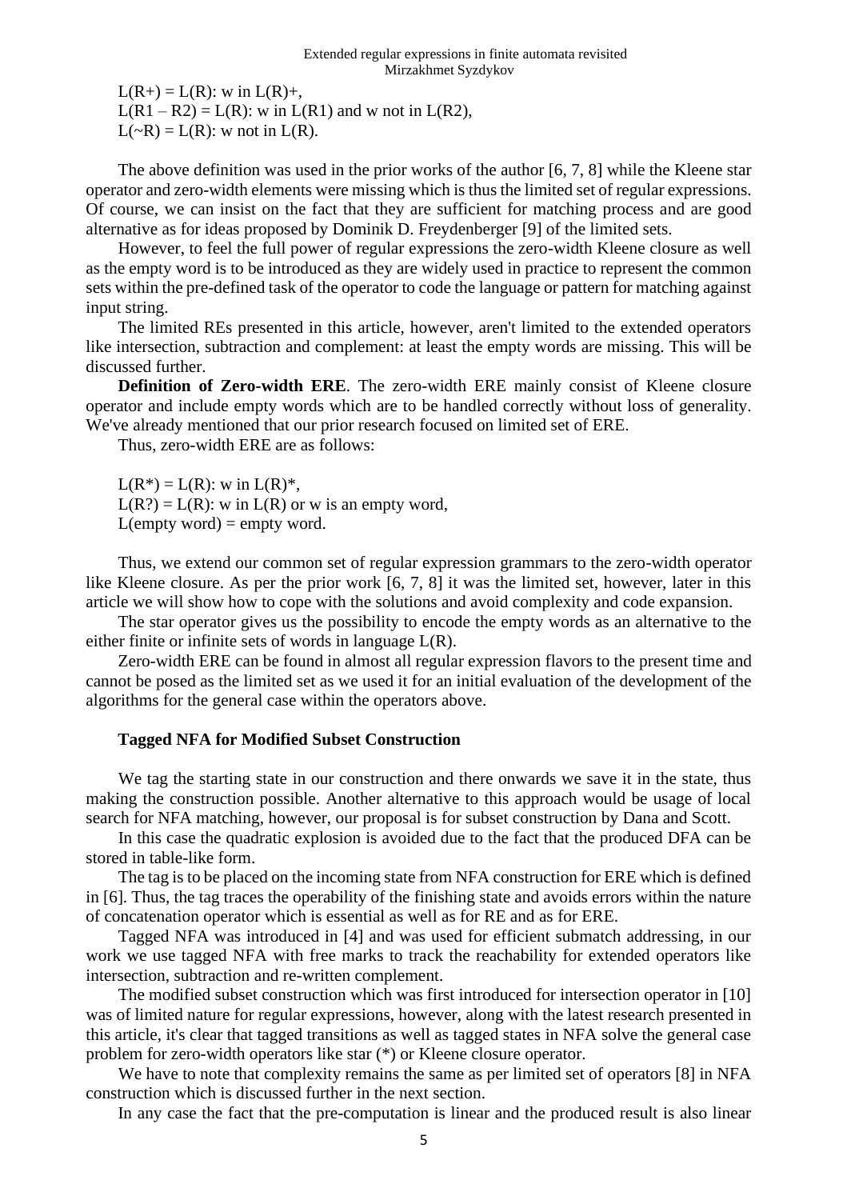L(R+) = L(R): w in L(R)+,  
L(R1 – R2) = L(R): w in L(R1) and w not in L(R2),  
L(~R) = L(R): w not in L(R).

The above definition was used in the prior works of the author [6, 7, 8] while the Kleene star operator and zero-width elements were missing which is thus the limited set of regular expressions. Of course, we can insist on the fact that they are sufficient for matching process and are good alternative as for ideas proposed by Dominik D. Freydenberger [9] of the limited sets.

However, to feel the full power of regular expressions the zero-width Kleene closure as well as the empty word is to be introduced as they are widely used in practice to represent the common sets within the pre-defined task of the operator to code the language or pattern for matching against input string.

The limited REs presented in this article, however, aren't limited to the extended operators like intersection, subtraction and complement: at least the empty words are missing. This will be discussed further.

**Definition of Zero-width ERE**. The zero-width ERE mainly consist of Kleene closure operator and include empty words which are to be handled correctly without loss of generality. We've already mentioned that our prior research focused on limited set of ERE.

Thus, zero-width ERE are as follows:

L(R*) = L(R): w in L(R)*,  
L(R?) = L(R): w in L(R) or w is an empty word,  
L(empty word) = empty word.

Thus, we extend our common set of regular expression grammars to the zero-width operator like Kleene closure. As per the prior work [6, 7, 8] it was the limited set, however, later in this article we will show how to cope with the solutions and avoid complexity and code expansion.

The star operator gives us the possibility to encode the empty words as an alternative to the either finite or infinite sets of words in language L(R).

Zero-width ERE can be found in almost all regular expression flavors to the present time and cannot be posed as the limited set as we used it for an initial evaluation of the development of the algorithms for the general case within the operators above.

### Tagged NFA for Modified Subset Construction

We tag the starting state in our construction and there onwards we save it in the state, thus making the construction possible. Another alternative to this approach would be usage of local search for NFA matching, however, our proposal is for subset construction by Dana and Scott.

In this case the quadratic explosion is avoided due to the fact that the produced DFA can be stored in table-like form.

The tag is to be placed on the incoming state from NFA construction for ERE which is defined in [6]. Thus, the tag traces the operability of the finishing state and avoids errors within the nature of concatenation operator which is essential as well as for RE and as for ERE.

Tagged NFA was introduced in [4] and was used for efficient submatch addressing, in our work we use tagged NFA with free marks to track the reachability for extended operators like intersection, subtraction and re-written complement.

The modified subset construction which was first introduced for intersection operator in [10] was of limited nature for regular expressions, however, along with the latest research presented in this article, it's clear that tagged transitions as well as tagged states in NFA solve the general case problem for zero-width operators like star (*) or Kleene closure operator.

We have to note that complexity remains the same as per limited set of operators [8] in NFA construction which is discussed further in the next section.

In any case the fact that the pre-computation is linear and the produced result is also linear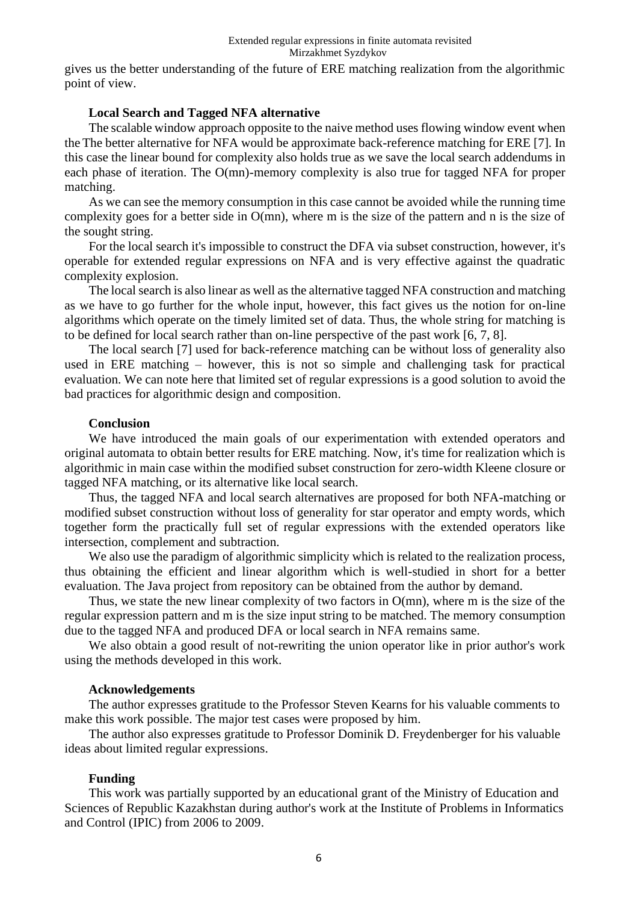gives us the better understanding of the future of ERE matching realization from the algorithmic point of view.

### Local Search and Tagged NFA alternative

The scalable window approach opposite to the naive method uses flowing window event when the The better alternative for NFA would be approximate back-reference matching for ERE [7]. In this case the linear bound for complexity also holds true as we save the local search addendums in each phase of iteration. The O(mn)-memory complexity is also true for tagged NFA for proper matching.

As we can see the memory consumption in this case cannot be avoided while the running time complexity goes for a better side in O(mn), where m is the size of the pattern and n is the size of the sought string.

For the local search it's impossible to construct the DFA via subset construction, however, it's operable for extended regular expressions on NFA and is very effective against the quadratic complexity explosion.

The local search is also linear as well as the alternative tagged NFA construction and matching as we have to go further for the whole input, however, this fact gives us the notion for on-line algorithms which operate on the timely limited set of data. Thus, the whole string for matching is to be defined for local search rather than on-line perspective of the past work [6, 7, 8].

The local search [7] used for back-reference matching can be without loss of generality also used in ERE matching – however, this is not so simple and challenging task for practical evaluation. We can note here that limited set of regular expressions is a good solution to avoid the bad practices for algorithmic design and composition.

### Conclusion

We have introduced the main goals of our experimentation with extended operators and original automata to obtain better results for ERE matching. Now, it's time for realization which is algorithmic in main case within the modified subset construction for zero-width Kleene closure or tagged NFA matching, or its alternative like local search.

Thus, the tagged NFA and local search alternatives are proposed for both NFA-matching or modified subset construction without loss of generality for star operator and empty words, which together form the practically full set of regular expressions with the extended operators like intersection, complement and subtraction.

We also use the paradigm of algorithmic simplicity which is related to the realization process, thus obtaining the efficient and linear algorithm which is well-studied in short for a better evaluation. The Java project from repository can be obtained from the author by demand.

Thus, we state the new linear complexity of two factors in O(mn), where m is the size of the regular expression pattern and m is the size input string to be matched. The memory consumption due to the tagged NFA and produced DFA or local search in NFA remains same.

We also obtain a good result of not-rewriting the union operator like in prior author's work using the methods developed in this work.

### Acknowledgements

The author expresses gratitude to the Professor Steven Kearns for his valuable comments to make this work possible. The major test cases were proposed by him.

The author also expresses gratitude to Professor Dominik D. Freydenberger for his valuable ideas about limited regular expressions.

### Funding

This work was partially supported by an educational grant of the Ministry of Education and Sciences of Republic Kazakhstan during author's work at the Institute of Problems in Informatics and Control (IPIC) from 2006 to 2009.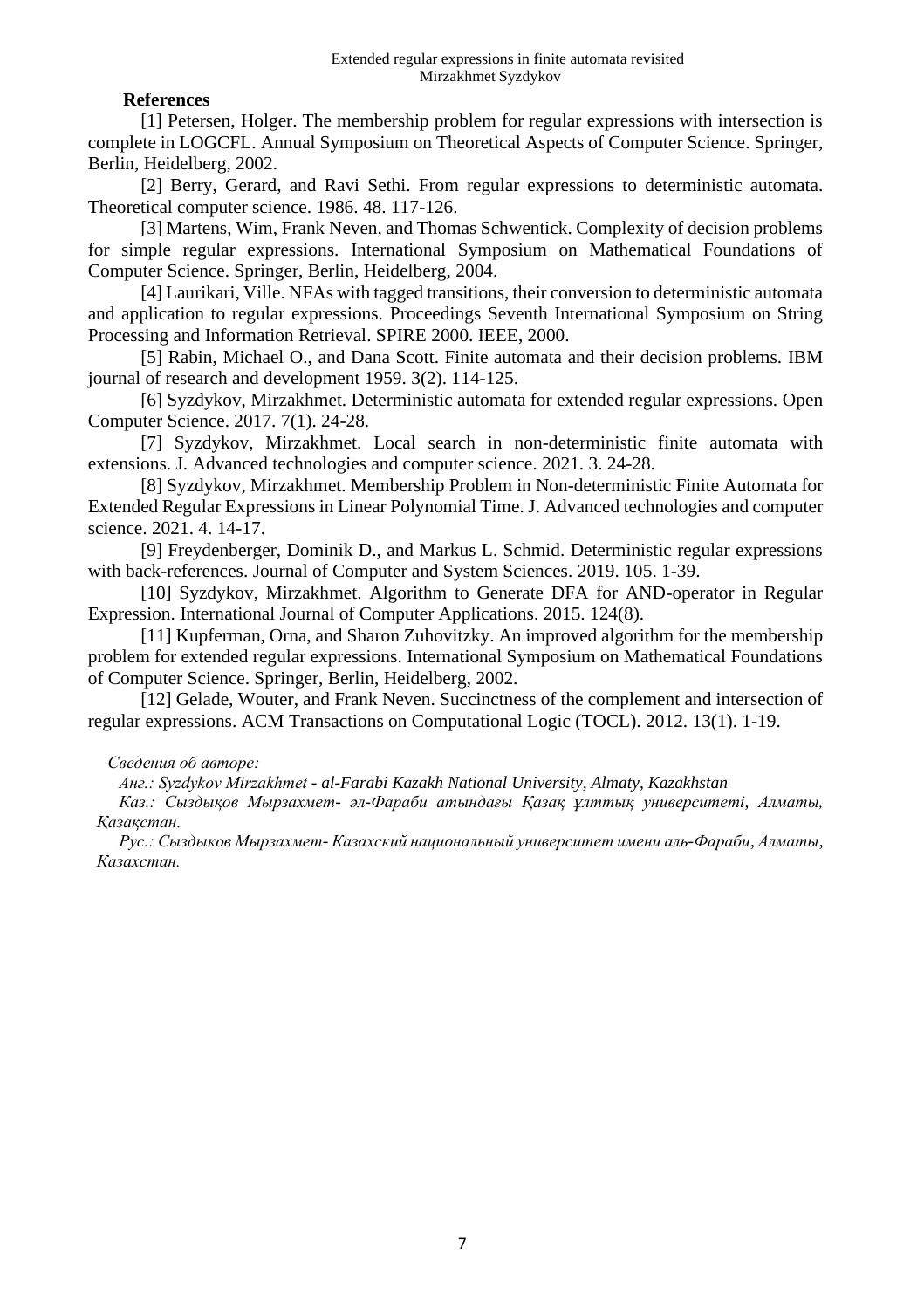**References**

[1] Petersen, Holger. The membership problem for regular expressions with intersection is complete in LOGCFL. Annual Symposium on Theoretical Aspects of Computer Science. Springer, Berlin, Heidelberg, 2002.

[2] Berry, Gerard, and Ravi Sethi. From regular expressions to deterministic automata. Theoretical computer science. 1986. 48. 117-126.

[3] Martens, Wim, Frank Neven, and Thomas Schwentick. Complexity of decision problems for simple regular expressions. International Symposium on Mathematical Foundations of Computer Science. Springer, Berlin, Heidelberg, 2004.

[4] Laurikari, Ville. NFAs with tagged transitions, their conversion to deterministic automata and application to regular expressions. Proceedings Seventh International Symposium on String Processing and Information Retrieval. SPIRE 2000. IEEE, 2000.

[5] Rabin, Michael O., and Dana Scott. Finite automata and their decision problems. IBM journal of research and development 1959. 3(2). 114-125.

[6] Syzdykov, Mirzakhmet. Deterministic automata for extended regular expressions. Open Computer Science. 2017. 7(1). 24-28.

[7] Syzdykov, Mirzakhmet. Local search in non-deterministic finite automata with extensions. J. Advanced technologies and computer science. 2021. 3. 24-28.

[8] Syzdykov, Mirzakhmet. Membership Problem in Non-deterministic Finite Automata for Extended Regular Expressions in Linear Polynomial Time. J. Advanced technologies and computer science. 2021. 4. 14-17.

[9] Freydenberger, Dominik D., and Markus L. Schmid. Deterministic regular expressions with back-references. Journal of Computer and System Sciences. 2019. 105. 1-39.

[10] Syzdykov, Mirzakhmet. Algorithm to Generate DFA for AND-operator in Regular Expression. International Journal of Computer Applications. 2015. 124(8).

[11] Kupferman, Orna, and Sharon Zuhovitzky. An improved algorithm for the membership problem for extended regular expressions. International Symposium on Mathematical Foundations of Computer Science. Springer, Berlin, Heidelberg, 2002.

[12] Gelade, Wouter, and Frank Neven. Succinctness of the complement and intersection of regular expressions. ACM Transactions on Computational Logic (TOCL). 2012. 13(1). 1-19.

*Сведения об авторе:*

*Анг.: Syzdykov Mirzakhmet - al-Farabi Kazakh National University, Almaty, Kazakhstan*

*Каз.: Сыздықов Мырзахмет- әл-Фараби атындағы Қазақ ұлттық университеті, Алматы, Қазақстан.*

*Рус.: Сыздыков Мырзахмет- Казахский национальный университет имени аль-Фараби, Алматы, Казахстан.*